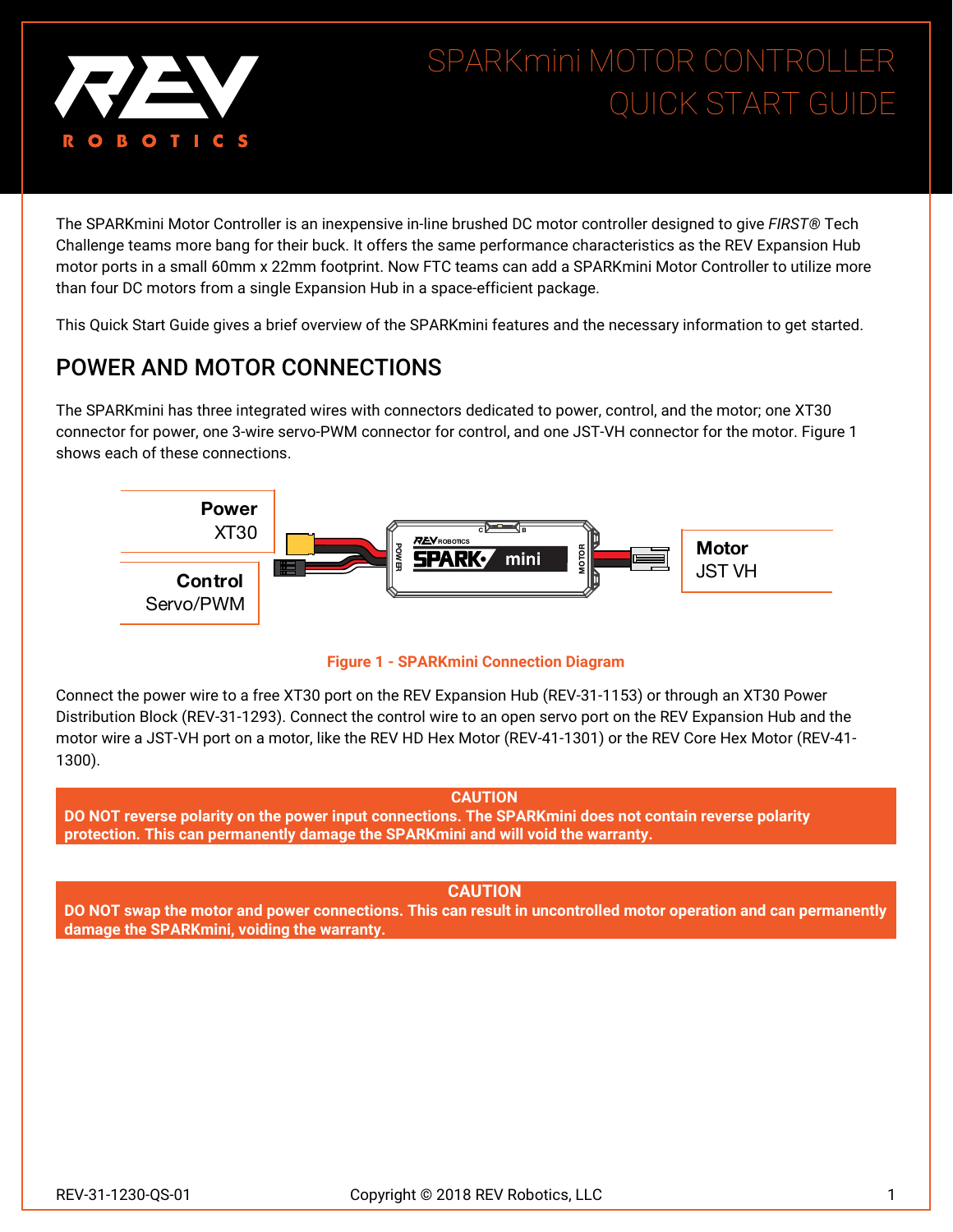# SPARKmini MOTOR CONTROLLER QUICK START GUIDE

The SPARKmini Motor Controller is an inexpensive in-line brushed DC motor controller designed to give *FIRST®* Tech Challenge teams more bang for their buck. It offers the same performance characteristics as the REV Expansion Hub motor ports in a small 60mm x 22mm footprint. Now FTC teams can add a SPARKmini Motor Controller to utilize more than four DC motors from a single Expansion Hub in a space-efficient package.

This Quick Start Guide gives a brief overview of the SPARKmini features and the necessary information to get started.

## POWER AND MOTOR CONNECTIONS

The SPARKmini has three integrated wires with connectors dedicated to power, control, and the motor; one XT30 connector for power, one 3-wire servo-PWM connector for control, and one JST-VH connector for the motor. Figure 1 shows each of these connections.

**Power** XT30

**Control** Servo/PWM

**Motor** JST VH

**Figure 1 - SPARKmini Connection Diagram**

Connect the power wire to a free XT30 port on the REV Expansion Hub (REV-31-1153) or through an XT30 Power Distribution Block (REV-31-1293). Connect the control wire to an open servo port on the REV Expansion Hub and the motor wire a JST-VH port on a motor, like the REV HD Hex Motor (REV-41-1301) or the REV Core Hex Motor (REV-41-1300).

**CAUTION**
**DO NOT reverse polarity on the power input connections. The SPARKmini does not contain reverse polarity protection. This can permanently damage the SPARKmini and will void the warranty.**

**CAUTION**
**DO NOT swap the motor and power connections. This can result in uncontrolled motor operation and can permanently damage the SPARKmini, voiding the warranty.**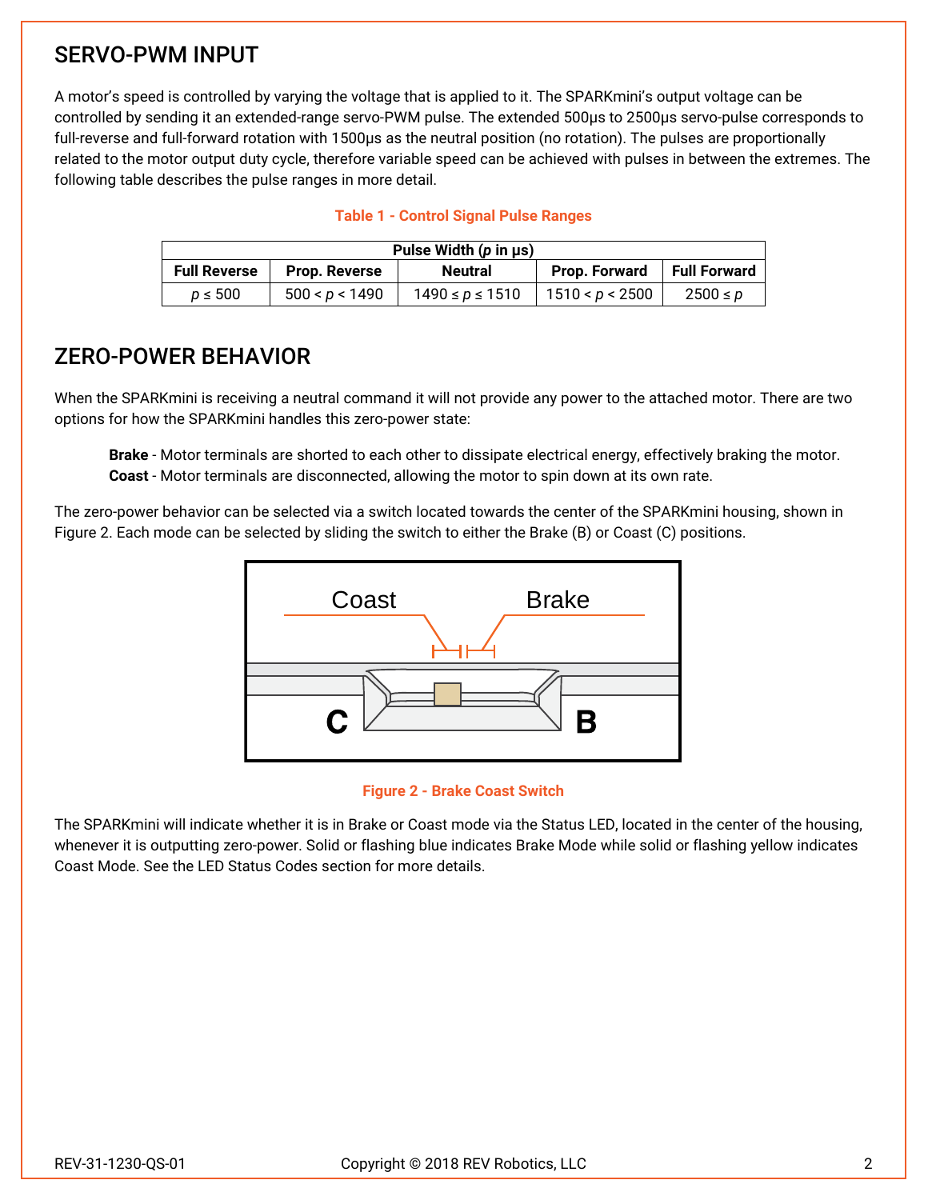## SERVO-PWM INPUT

A motor's speed is controlled by varying the voltage that is applied to it. The SPARKmini's output voltage can be controlled by sending it an extended-range servo-PWM pulse. The extended 500µs to 2500µs servo-pulse corresponds to full-reverse and full-forward rotation with 1500µs as the neutral position (no rotation). The pulses are proportionally related to the motor output duty cycle, therefore variable speed can be achieved with pulses in between the extremes. The following table describes the pulse ranges in more detail.

**Table 1 - Control Signal Pulse Ranges**

| Pulse Width (*p* in µs) | | | | |
|---|---|---|---|---|
| **Full Reverse** | **Prop. Reverse** | **Neutral** | **Prop. Forward** | **Full Forward** |
| $p \leq 500$ | $500 < p < 1490$ | $1490 \leq p \leq 1510$ | $1510 < p < 2500$ | $2500 \leq p$ |

## ZERO-POWER BEHAVIOR

When the SPARKmini is receiving a neutral command it will not provide any power to the attached motor. There are two options for how the SPARKmini handles this zero-power state:

> **Brake** - Motor terminals are shorted to each other to dissipate electrical energy, effectively braking the motor.
> **Coast** - Motor terminals are disconnected, allowing the motor to spin down at its own rate.

The zero-power behavior can be selected via a switch located towards the center of the SPARKmini housing, shown in Figure 2. Each mode can be selected by sliding the switch to either the Brake (B) or Coast (C) positions.

**Figure 2 - Brake Coast Switch**

The SPARKmini will indicate whether it is in Brake or Coast mode via the Status LED, located in the center of the housing, whenever it is outputting zero-power. Solid or flashing blue indicates Brake Mode while solid or flashing yellow indicates Coast Mode. See the LED Status Codes section for more details.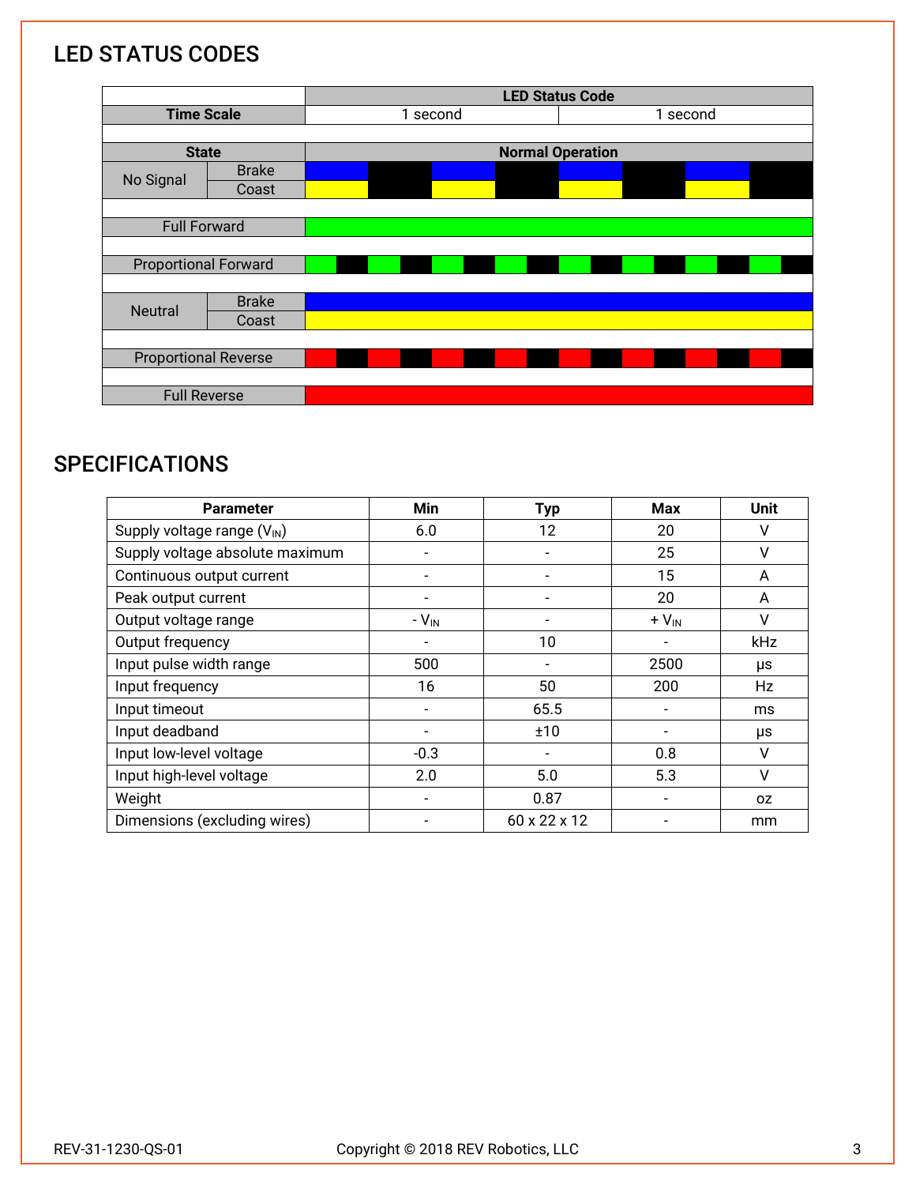## LED STATUS CODES

| | | LED Status Code | |
|---|---|---|---|
| Time Scale | | 1 second | 1 second |
| State | | Normal Operation | |
| No Signal | Brake | | |
| | Coast | | |
| Full Forward | | | |
| Proportional Forward | | | |
| Neutral | Brake | | |
| | Coast | | |
| Proportional Reverse | | | |
| Full Reverse | | | |

## SPECIFICATIONS

| Parameter | Min | Typ | Max | Unit |
|---|---|---|---|---|
| Supply voltage range ($V_{IN}$) | 6.0 | 12 | 20 | V |
| Supply voltage absolute maximum | - | - | 25 | V |
| Continuous output current | - | - | 15 | A |
| Peak output current | - | - | 20 | A |
| Output voltage range | $-V_{IN}$ | - | $+V_{IN}$ | V |
| Output frequency | - | 10 | - | kHz |
| Input pulse width range | 500 | - | 2500 | µs |
| Input frequency | 16 | 50 | 200 | Hz |
| Input timeout | - | 65.5 | - | ms |
| Input deadband | - | ±10 | - | µs |
| Input low-level voltage | -0.3 | - | 0.8 | V |
| Input high-level voltage | 2.0 | 5.0 | 5.3 | V |
| Weight | - | 0.87 | - | oz |
| Dimensions (excluding wires) | - | 60 x 22 x 12 | - | mm |